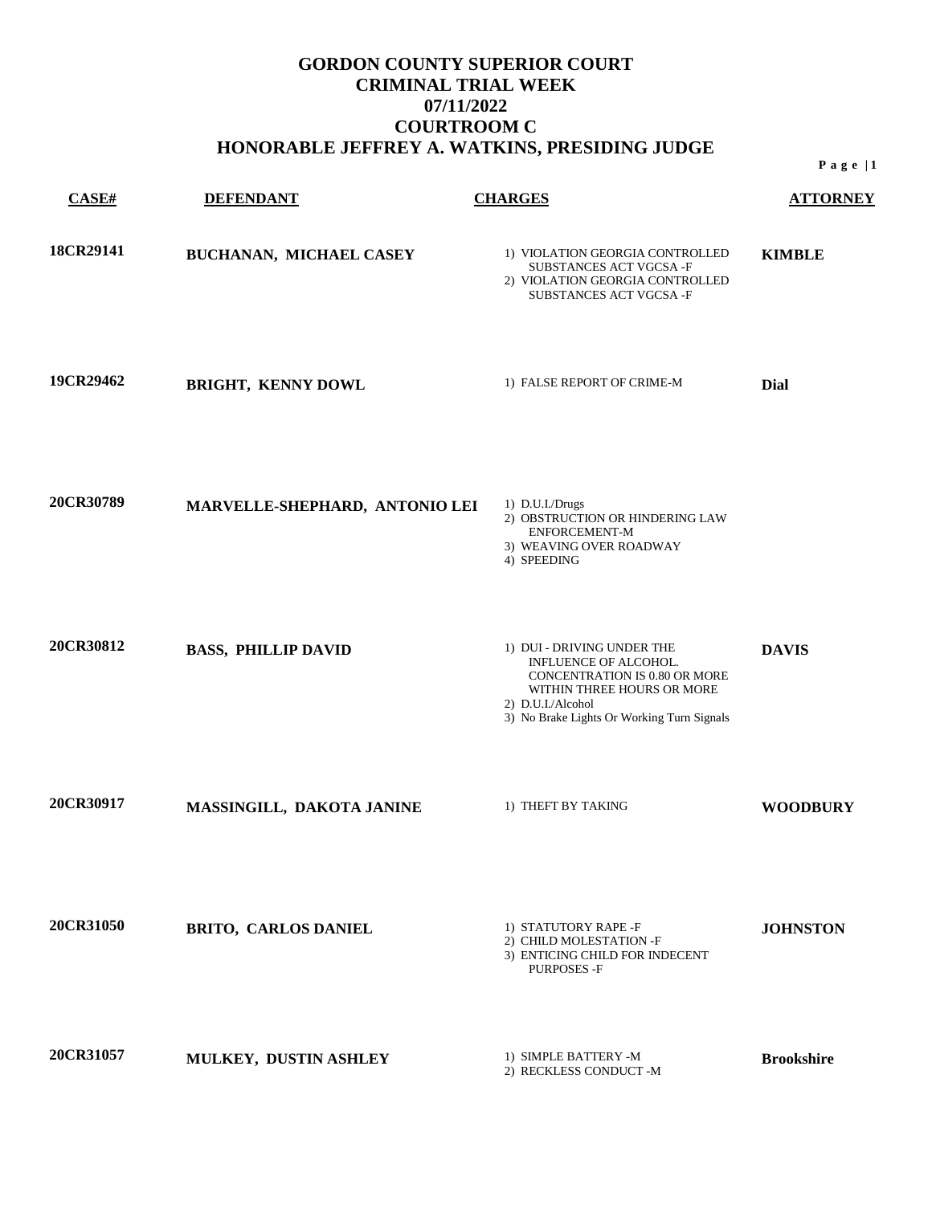# GORDON COUNTY SUPERIOR COURT
# CRIMINAL TRIAL WEEK
# 07/11/2022
# COURTROOM C
# HONORABLE JEFFREY A. WATKINS, PRESIDING JUDGE

| CASE# | DEFENDANT | CHARGES | ATTORNEY |
|---|---|---|---|
| 18CR29141 | BUCHANAN, MICHAEL CASEY | 1) VIOLATION GEORGIA CONTROLLED SUBSTANCES ACT VGCSA -F<br>2) VIOLATION GEORGIA CONTROLLED SUBSTANCES ACT VGCSA -F | KIMBLE |
| 19CR29462 | BRIGHT, KENNY DOWL | 1) FALSE REPORT OF CRIME-M | Dial |
| 20CR30789 | MARVELLE-SHEPHARD, ANTONIO LEI | 1) D.U.I./Drugs<br>2) OBSTRUCTION OR HINDERING LAW ENFORCEMENT-M<br>3) WEAVING OVER ROADWAY<br>4) SPEEDING | |
| 20CR30812 | BASS, PHILLIP DAVID | 1) DUI - DRIVING UNDER THE INFLUENCE OF ALCOHOL. CONCENTRATION IS 0.80 OR MORE WITHIN THREE HOURS OR MORE<br>2) D.U.I./Alcohol<br>3) No Brake Lights Or Working Turn Signals | DAVIS |
| 20CR30917 | MASSINGILL, DAKOTA JANINE | 1) THEFT BY TAKING | WOODBURY |
| 20CR31050 | BRITO, CARLOS DANIEL | 1) STATUTORY RAPE -F<br>2) CHILD MOLESTATION -F<br>3) ENTICING CHILD FOR INDECENT PURPOSES -F | JOHNSTON |
| 20CR31057 | MULKEY, DUSTIN ASHLEY | 1) SIMPLE BATTERY -M<br>2) RECKLESS CONDUCT -M | Brookshire |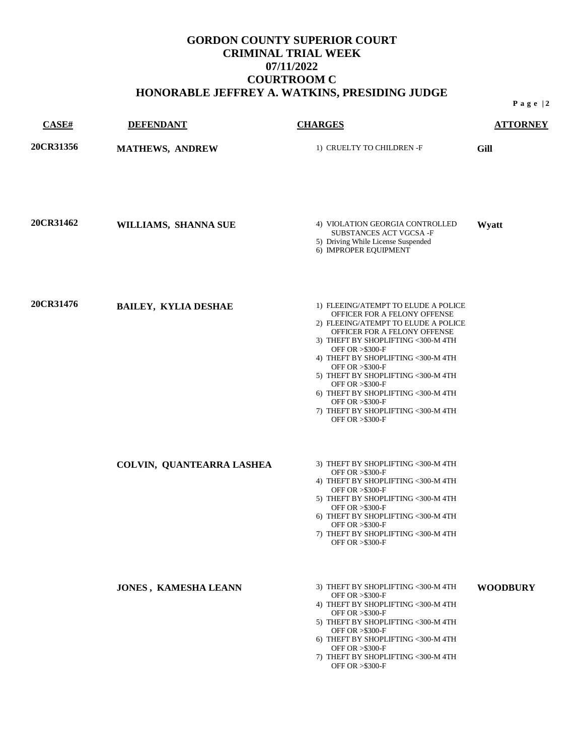# GORDON COUNTY SUPERIOR COURT
## CRIMINAL TRIAL WEEK
## 07/11/2022
## COURTROOM C
## HONORABLE JEFFREY A. WATKINS, PRESIDING JUDGE

| CASE# | DEFENDANT | CHARGES | ATTORNEY |
|---|---|---|---|
| 20CR31356 | MATHEWS, ANDREW | 1) CRUELTY TO CHILDREN -F | Gill |
| 20CR31462 | WILLIAMS, SHANNA SUE | 4) VIOLATION GEORGIA CONTROLLED SUBSTANCES ACT VGCSA -F<br>5) Driving While License Suspended<br>6) IMPROPER EQUIPMENT | Wyatt |
| 20CR31476 | BAILEY, KYLIA DESHAE | 1) FLEEING/ATEMPT TO ELUDE A POLICE OFFICER FOR A FELONY OFFENSE<br>2) FLEEING/ATEMPT TO ELUDE A POLICE OFFICER FOR A FELONY OFFENSE<br>3) THEFT BY SHOPLIFTING <300-M 4TH OFF OR >$300-F<br>4) THEFT BY SHOPLIFTING <300-M 4TH OFF OR >$300-F<br>5) THEFT BY SHOPLIFTING <300-M 4TH OFF OR >$300-F<br>6) THEFT BY SHOPLIFTING <300-M 4TH OFF OR >$300-F<br>7) THEFT BY SHOPLIFTING <300-M 4TH OFF OR >$300-F | |
| | COLVIN, QUANTEARRA LASHEA | 3) THEFT BY SHOPLIFTING <300-M 4TH OFF OR >$300-F<br>4) THEFT BY SHOPLIFTING <300-M 4TH OFF OR >$300-F<br>5) THEFT BY SHOPLIFTING <300-M 4TH OFF OR >$300-F<br>6) THEFT BY SHOPLIFTING <300-M 4TH OFF OR >$300-F<br>7) THEFT BY SHOPLIFTING <300-M 4TH OFF OR >$300-F | |
| | JONES , KAMESHA LEANN | 3) THEFT BY SHOPLIFTING <300-M 4TH OFF OR >$300-F<br>4) THEFT BY SHOPLIFTING <300-M 4TH OFF OR >$300-F<br>5) THEFT BY SHOPLIFTING <300-M 4TH OFF OR >$300-F<br>6) THEFT BY SHOPLIFTING <300-M 4TH OFF OR >$300-F<br>7) THEFT BY SHOPLIFTING <300-M 4TH OFF OR >$300-F | WOODBURY |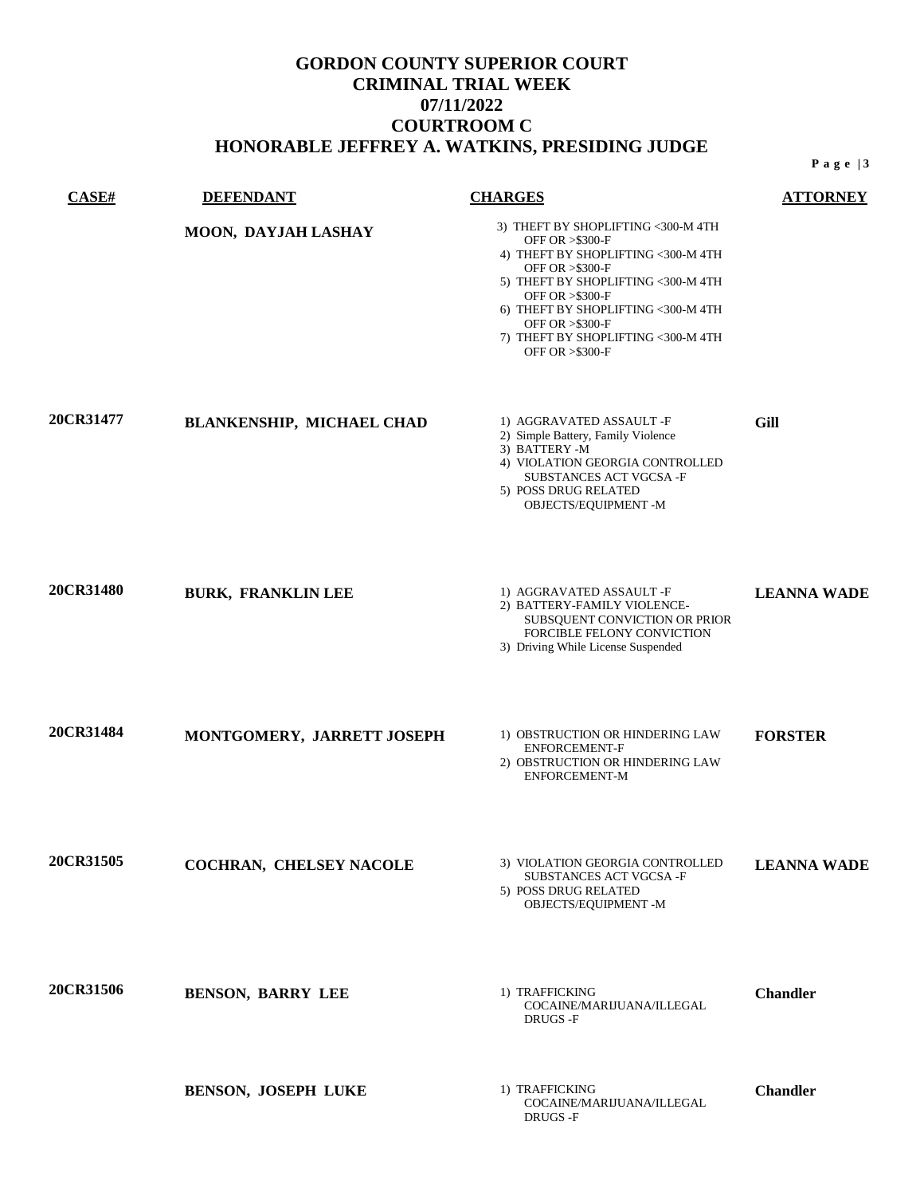# GORDON COUNTY SUPERIOR COURT
# CRIMINAL TRIAL WEEK
# 07/11/2022
# COURTROOM C
# HONORABLE JEFFREY A. WATKINS, PRESIDING JUDGE

| CASE# | DEFENDANT | CHARGES | ATTORNEY |
|---|---|---|---|
| | MOON, DAYJAH LASHAY | 3) THEFT BY SHOPLIFTING <300-M 4TH OFF OR >$300-F<br>4) THEFT BY SHOPLIFTING <300-M 4TH OFF OR >$300-F<br>5) THEFT BY SHOPLIFTING <300-M 4TH OFF OR >$300-F<br>6) THEFT BY SHOPLIFTING <300-M 4TH OFF OR >$300-F<br>7) THEFT BY SHOPLIFTING <300-M 4TH OFF OR >$300-F | |
| 20CR31477 | BLANKENSHIP, MICHAEL CHAD | 1) AGGRAVATED ASSAULT -F<br>2) Simple Battery, Family Violence<br>3) BATTERY -M<br>4) VIOLATION GEORGIA CONTROLLED SUBSTANCES ACT VGCSA -F<br>5) POSS DRUG RELATED OBJECTS/EQUIPMENT -M | Gill |
| 20CR31480 | BURK, FRANKLIN LEE | 1) AGGRAVATED ASSAULT -F<br>2) BATTERY-FAMILY VIOLENCE-SUBSQUENT CONVICTION OR PRIOR FORCIBLE FELONY CONVICTION<br>3) Driving While License Suspended | LEANNA WADE |
| 20CR31484 | MONTGOMERY, JARRETT JOSEPH | 1) OBSTRUCTION OR HINDERING LAW ENFORCEMENT-F<br>2) OBSTRUCTION OR HINDERING LAW ENFORCEMENT-M | FORSTER |
| 20CR31505 | COCHRAN, CHELSEY NACOLE | 3) VIOLATION GEORGIA CONTROLLED SUBSTANCES ACT VGCSA -F<br>5) POSS DRUG RELATED OBJECTS/EQUIPMENT -M | LEANNA WADE |
| 20CR31506 | BENSON, BARRY LEE | 1) TRAFFICKING COCAINE/MARIJUANA/ILLEGAL DRUGS -F | Chandler |
| | BENSON, JOSEPH LUKE | 1) TRAFFICKING COCAINE/MARIJUANA/ILLEGAL DRUGS -F | Chandler |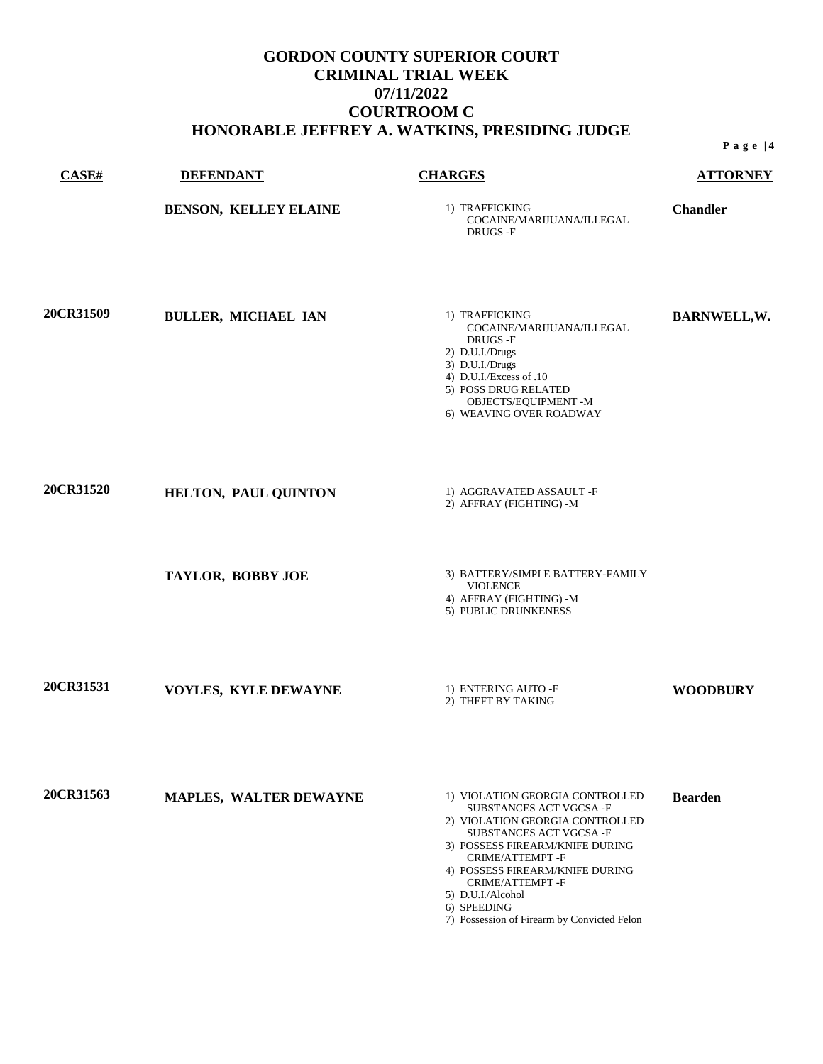# GORDON COUNTY SUPERIOR COURT
# CRIMINAL TRIAL WEEK
# 07/11/2022
# COURTROOM C
# HONORABLE JEFFREY A. WATKINS, PRESIDING JUDGE

| CASE# | DEFENDANT | CHARGES | ATTORNEY |
|---|---|---|---|
| | BENSON, KELLEY ELAINE | 1) TRAFFICKING COCAINE/MARIJUANA/ILLEGAL DRUGS -F | Chandler |
| 20CR31509 | BULLER, MICHAEL IAN | 1) TRAFFICKING COCAINE/MARIJUANA/ILLEGAL DRUGS -F<br>2) D.U.I./Drugs<br>3) D.U.I./Drugs<br>4) D.U.I./Excess of .10<br>5) POSS DRUG RELATED OBJECTS/EQUIPMENT -M<br>6) WEAVING OVER ROADWAY | BARNWELL,W. |
| 20CR31520 | HELTON, PAUL QUINTON | 1) AGGRAVATED ASSAULT -F<br>2) AFFRAY (FIGHTING) -M | |
| | TAYLOR, BOBBY JOE | 3) BATTERY/SIMPLE BATTERY-FAMILY VIOLENCE<br>4) AFFRAY (FIGHTING) -M<br>5) PUBLIC DRUNKENESS | |
| 20CR31531 | VOYLES, KYLE DEWAYNE | 1) ENTERING AUTO -F<br>2) THEFT BY TAKING | WOODBURY |
| 20CR31563 | MAPLES, WALTER DEWAYNE | 1) VIOLATION GEORGIA CONTROLLED SUBSTANCES ACT VGCSA -F<br>2) VIOLATION GEORGIA CONTROLLED SUBSTANCES ACT VGCSA -F<br>3) POSSESS FIREARM/KNIFE DURING CRIME/ATTEMPT -F<br>4) POSSESS FIREARM/KNIFE DURING CRIME/ATTEMPT -F<br>5) D.U.I./Alcohol<br>6) SPEEDING<br>7) Possession of Firearm by Convicted Felon | Bearden |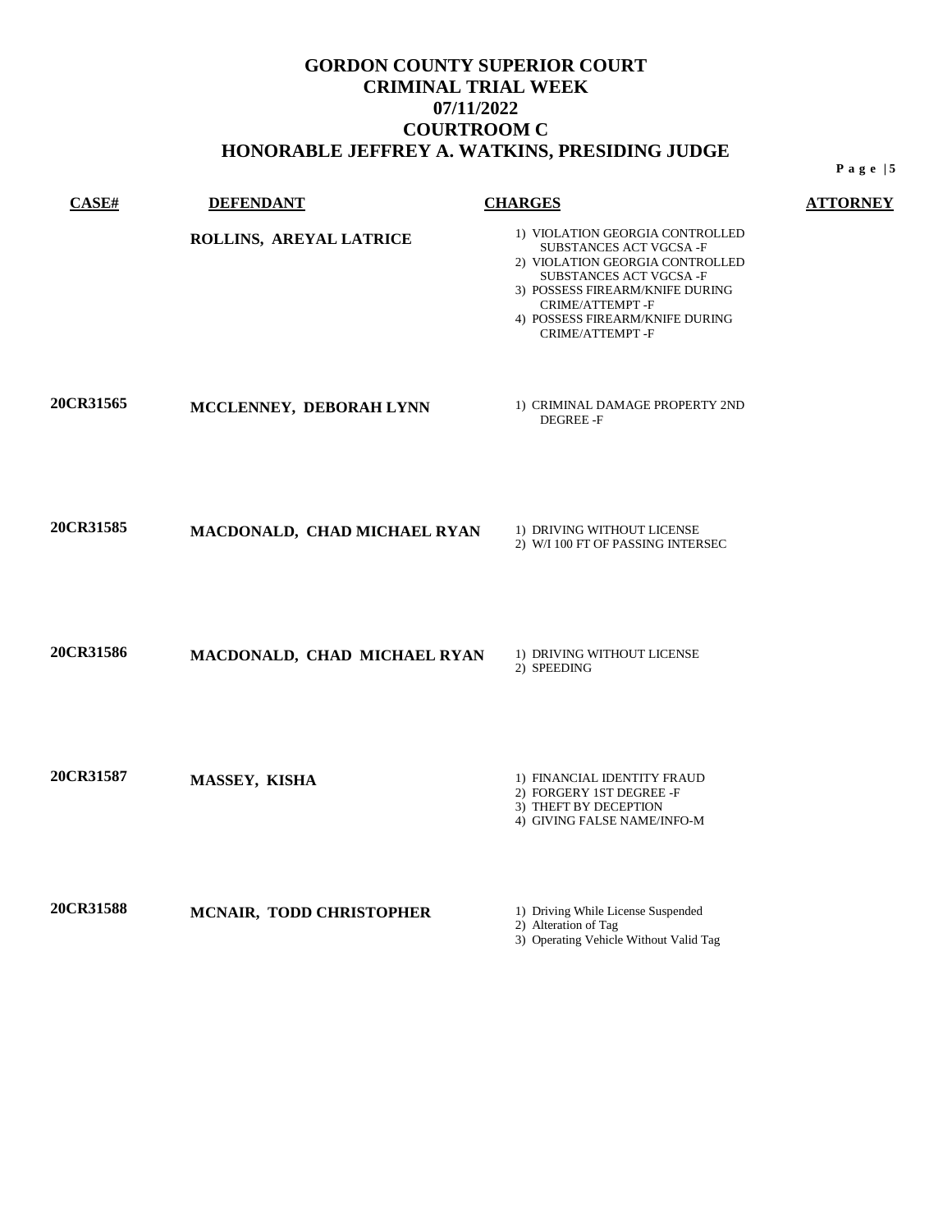# GORDON COUNTY SUPERIOR COURT
# CRIMINAL TRIAL WEEK
# 07/11/2022
# COURTROOM C
# HONORABLE JEFFREY A. WATKINS, PRESIDING JUDGE

| CASE# | DEFENDANT | CHARGES | ATTORNEY |
|---|---|---|---|
| | ROLLINS, AREYAL LATRICE | 1) VIOLATION GEORGIA CONTROLLED SUBSTANCES ACT VGCSA -F<br>2) VIOLATION GEORGIA CONTROLLED SUBSTANCES ACT VGCSA -F<br>3) POSSESS FIREARM/KNIFE DURING CRIME/ATTEMPT -F<br>4) POSSESS FIREARM/KNIFE DURING CRIME/ATTEMPT -F | |
| 20CR31565 | MCCLENNEY, DEBORAH LYNN | 1) CRIMINAL DAMAGE PROPERTY 2ND DEGREE -F | |
| 20CR31585 | MACDONALD, CHAD MICHAEL RYAN | 1) DRIVING WITHOUT LICENSE<br>2) W/I 100 FT OF PASSING INTERSEC | |
| 20CR31586 | MACDONALD, CHAD MICHAEL RYAN | 1) DRIVING WITHOUT LICENSE<br>2) SPEEDING | |
| 20CR31587 | MASSEY, KISHA | 1) FINANCIAL IDENTITY FRAUD<br>2) FORGERY 1ST DEGREE -F<br>3) THEFT BY DECEPTION<br>4) GIVING FALSE NAME/INFO-M | |
| 20CR31588 | MCNAIR, TODD CHRISTOPHER | 1) Driving While License Suspended<br>2) Alteration of Tag<br>3) Operating Vehicle Without Valid Tag | |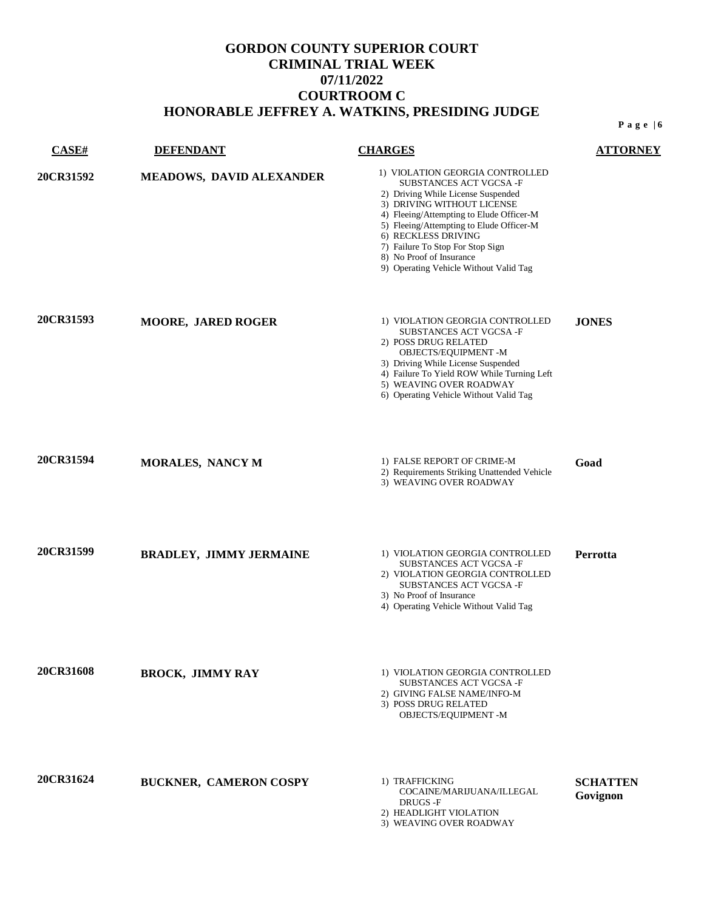# GORDON COUNTY SUPERIOR COURT
# CRIMINAL TRIAL WEEK
# 07/11/2022
# COURTROOM C
# HONORABLE JEFFREY A. WATKINS, PRESIDING JUDGE

| CASE# | DEFENDANT | CHARGES | ATTORNEY |
|---|---|---|---|
| 20CR31592 | MEADOWS, DAVID ALEXANDER | 1) VIOLATION GEORGIA CONTROLLED SUBSTANCES ACT VGCSA -F<br>2) Driving While License Suspended<br>3) DRIVING WITHOUT LICENSE<br>4) Fleeing/Attempting to Elude Officer-M<br>5) Fleeing/Attempting to Elude Officer-M<br>6) RECKLESS DRIVING<br>7) Failure To Stop For Stop Sign<br>8) No Proof of Insurance<br>9) Operating Vehicle Without Valid Tag | |
| 20CR31593 | MOORE, JARED ROGER | 1) VIOLATION GEORGIA CONTROLLED SUBSTANCES ACT VGCSA -F<br>2) POSS DRUG RELATED OBJECTS/EQUIPMENT -M<br>3) Driving While License Suspended<br>4) Failure To Yield ROW While Turning Left<br>5) WEAVING OVER ROADWAY<br>6) Operating Vehicle Without Valid Tag | JONES |
| 20CR31594 | MORALES, NANCY M | 1) FALSE REPORT OF CRIME-M<br>2) Requirements Striking Unattended Vehicle<br>3) WEAVING OVER ROADWAY | Goad |
| 20CR31599 | BRADLEY, JIMMY JERMAINE | 1) VIOLATION GEORGIA CONTROLLED SUBSTANCES ACT VGCSA -F<br>2) VIOLATION GEORGIA CONTROLLED SUBSTANCES ACT VGCSA -F<br>3) No Proof of Insurance<br>4) Operating Vehicle Without Valid Tag | Perrotta |
| 20CR31608 | BROCK, JIMMY RAY | 1) VIOLATION GEORGIA CONTROLLED SUBSTANCES ACT VGCSA -F<br>2) GIVING FALSE NAME/INFO-M<br>3) POSS DRUG RELATED OBJECTS/EQUIPMENT -M | |
| 20CR31624 | BUCKNER, CAMERON COSPY | 1) TRAFFICKING COCAINE/MARIJUANA/ILLEGAL DRUGS -F<br>2) HEADLIGHT VIOLATION<br>3) WEAVING OVER ROADWAY | SCHATTEN<br>Govignon |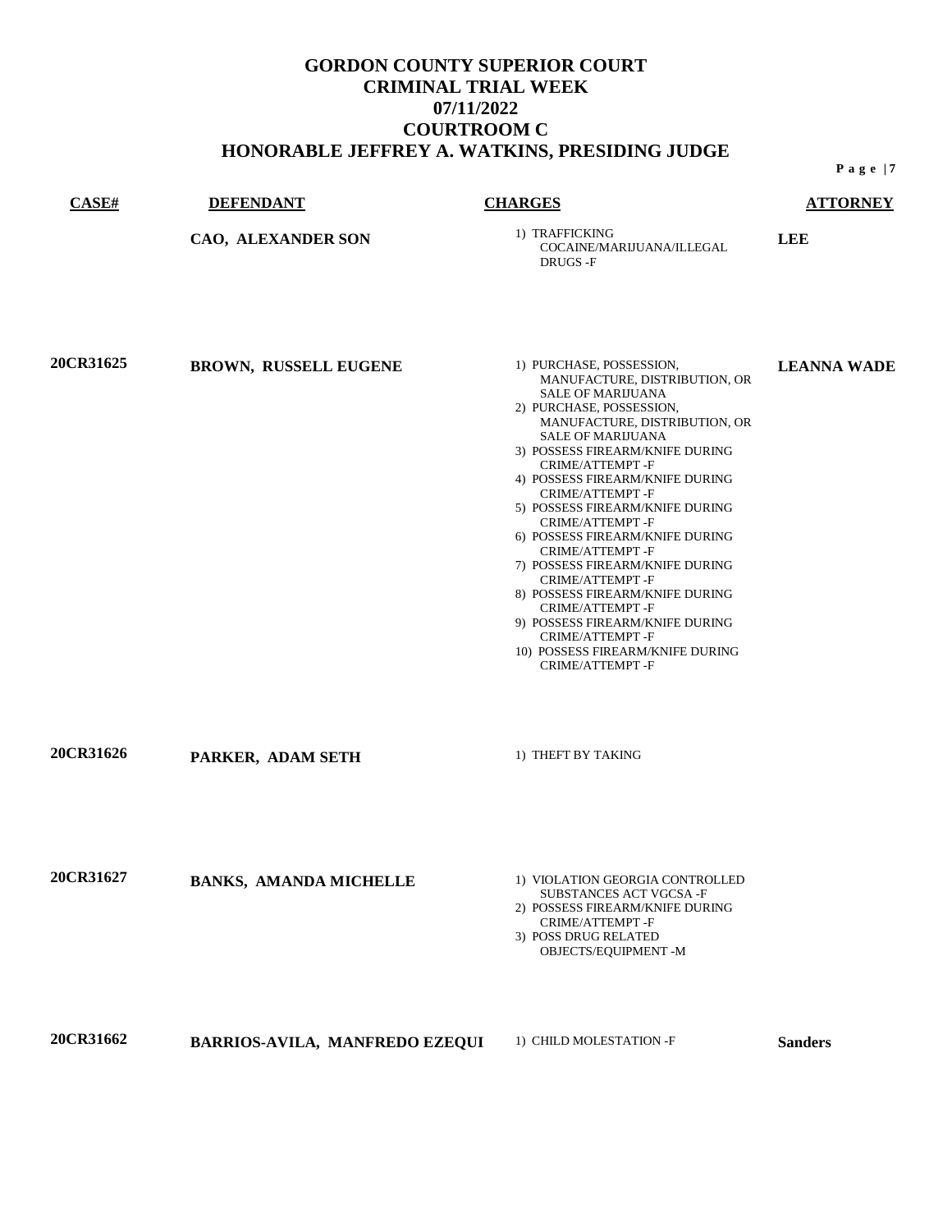# GORDON COUNTY SUPERIOR COURT
# CRIMINAL TRIAL WEEK
# 07/11/2022
# COURTROOM C
# HONORABLE JEFFREY A. WATKINS, PRESIDING JUDGE

| CASE# | DEFENDANT | CHARGES | ATTORNEY |
|---|---|---|---|
| | **CAO, ALEXANDER SON** | 1) TRAFFICKING COCAINE/MARIJUANA/ILLEGAL DRUGS -F | **LEE** |
| **20CR31625** | **BROWN, RUSSELL EUGENE** | 1) PURCHASE, POSSESSION, MANUFACTURE, DISTRIBUTION, OR SALE OF MARIJUANA<br>2) PURCHASE, POSSESSION, MANUFACTURE, DISTRIBUTION, OR SALE OF MARIJUANA<br>3) POSSESS FIREARM/KNIFE DURING CRIME/ATTEMPT -F<br>4) POSSESS FIREARM/KNIFE DURING CRIME/ATTEMPT -F<br>5) POSSESS FIREARM/KNIFE DURING CRIME/ATTEMPT -F<br>6) POSSESS FIREARM/KNIFE DURING CRIME/ATTEMPT -F<br>7) POSSESS FIREARM/KNIFE DURING CRIME/ATTEMPT -F<br>8) POSSESS FIREARM/KNIFE DURING CRIME/ATTEMPT -F<br>9) POSSESS FIREARM/KNIFE DURING CRIME/ATTEMPT -F<br>10) POSSESS FIREARM/KNIFE DURING CRIME/ATTEMPT -F | **LEANNA WADE** |
| **20CR31626** | **PARKER, ADAM SETH** | 1) THEFT BY TAKING | |
| **20CR31627** | **BANKS, AMANDA MICHELLE** | 1) VIOLATION GEORGIA CONTROLLED SUBSTANCES ACT VGCSA -F<br>2) POSSESS FIREARM/KNIFE DURING CRIME/ATTEMPT -F<br>3) POSS DRUG RELATED OBJECTS/EQUIPMENT -M | |
| **20CR31662** | **BARRIOS-AVILA, MANFREDO EZEQUI** | 1) CHILD MOLESTATION -F | **Sanders** |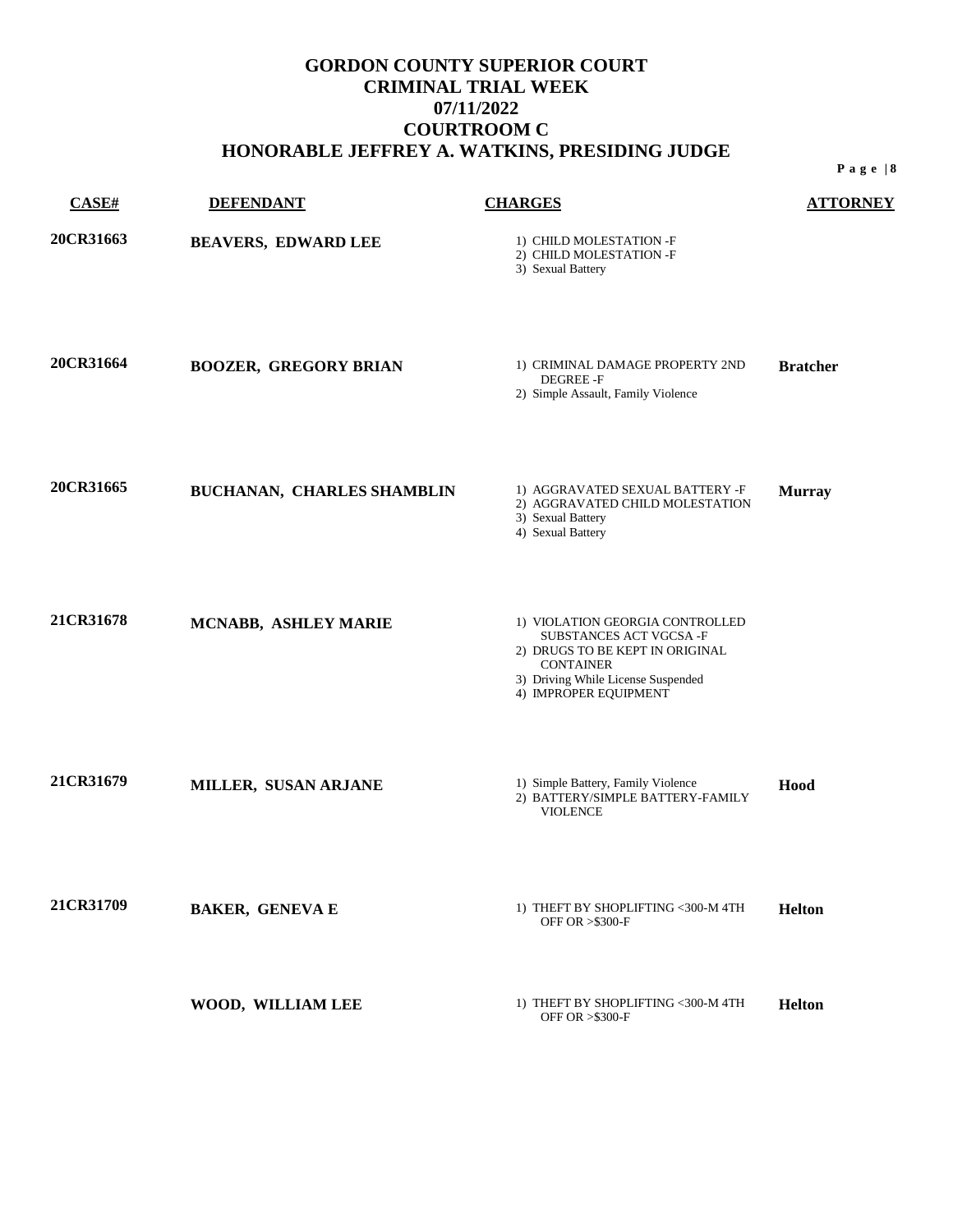# GORDON COUNTY SUPERIOR COURT
# CRIMINAL TRIAL WEEK
# 07/11/2022
# COURTROOM C
# HONORABLE JEFFREY A. WATKINS, PRESIDING JUDGE

| CASE# | DEFENDANT | CHARGES | ATTORNEY |
|---|---|---|---|
| 20CR31663 | BEAVERS, EDWARD LEE | 1) CHILD MOLESTATION -F<br>2) CHILD MOLESTATION -F<br>3) Sexual Battery | |
| 20CR31664 | BOOZER, GREGORY BRIAN | 1) CRIMINAL DAMAGE PROPERTY 2ND DEGREE -F<br>2) Simple Assault, Family Violence | Bratcher |
| 20CR31665 | BUCHANAN, CHARLES SHAMBLIN | 1) AGGRAVATED SEXUAL BATTERY -F<br>2) AGGRAVATED CHILD MOLESTATION<br>3) Sexual Battery<br>4) Sexual Battery | Murray |
| 21CR31678 | MCNABB, ASHLEY MARIE | 1) VIOLATION GEORGIA CONTROLLED SUBSTANCES ACT VGCSA -F<br>2) DRUGS TO BE KEPT IN ORIGINAL CONTAINER<br>3) Driving While License Suspended<br>4) IMPROPER EQUIPMENT | |
| 21CR31679 | MILLER, SUSAN ARJANE | 1) Simple Battery, Family Violence<br>2) BATTERY/SIMPLE BATTERY-FAMILY VIOLENCE | Hood |
| 21CR31709 | BAKER, GENEVA E | 1) THEFT BY SHOPLIFTING <300-M 4TH OFF OR >$300-F | Helton |
| | WOOD, WILLIAM LEE | 1) THEFT BY SHOPLIFTING <300-M 4TH OFF OR >$300-F | Helton |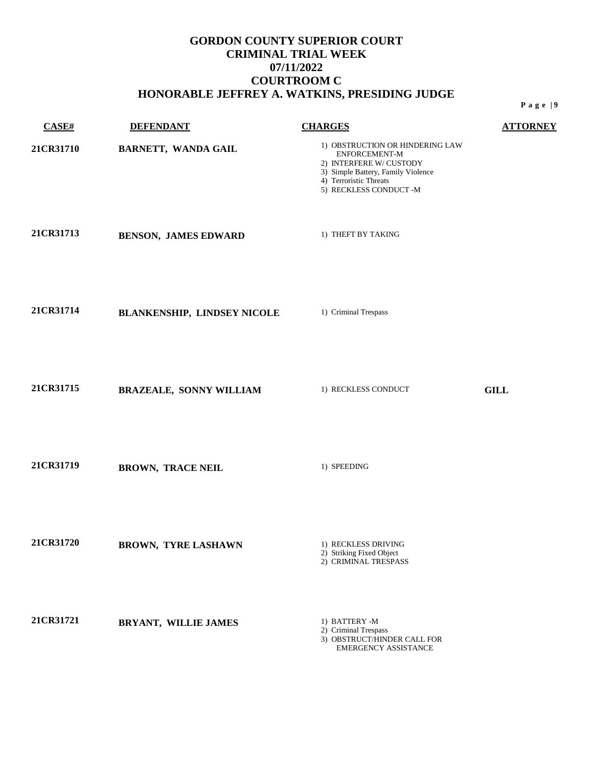# GORDON COUNTY SUPERIOR COURT
# CRIMINAL TRIAL WEEK
# 07/11/2022
# COURTROOM C
# HONORABLE JEFFREY A. WATKINS, PRESIDING JUDGE

| CASE# | DEFENDANT | CHARGES | ATTORNEY |
| --- | --- | --- | --- |
| 21CR31710 | BARNETT, WANDA GAIL | 1) OBSTRUCTION OR HINDERING LAW ENFORCEMENT-M<br>2) INTERFERE W/ CUSTODY<br>3) Simple Battery, Family Violence<br>4) Terroristic Threats<br>5) RECKLESS CONDUCT -M | |
| 21CR31713 | BENSON, JAMES EDWARD | 1) THEFT BY TAKING | |
| 21CR31714 | BLANKENSHIP, LINDSEY NICOLE | 1) Criminal Trespass | |
| 21CR31715 | BRAZEALE, SONNY WILLIAM | 1) RECKLESS CONDUCT | GILL |
| 21CR31719 | BROWN, TRACE NEIL | 1) SPEEDING | |
| 21CR31720 | BROWN, TYRE LASHAWN | 1) RECKLESS DRIVING<br>2) Striking Fixed Object<br>2) CRIMINAL TRESPASS | |
| 21CR31721 | BRYANT, WILLIE JAMES | 1) BATTERY -M<br>2) Criminal Trespass<br>3) OBSTRUCT/HINDER CALL FOR EMERGENCY ASSISTANCE | |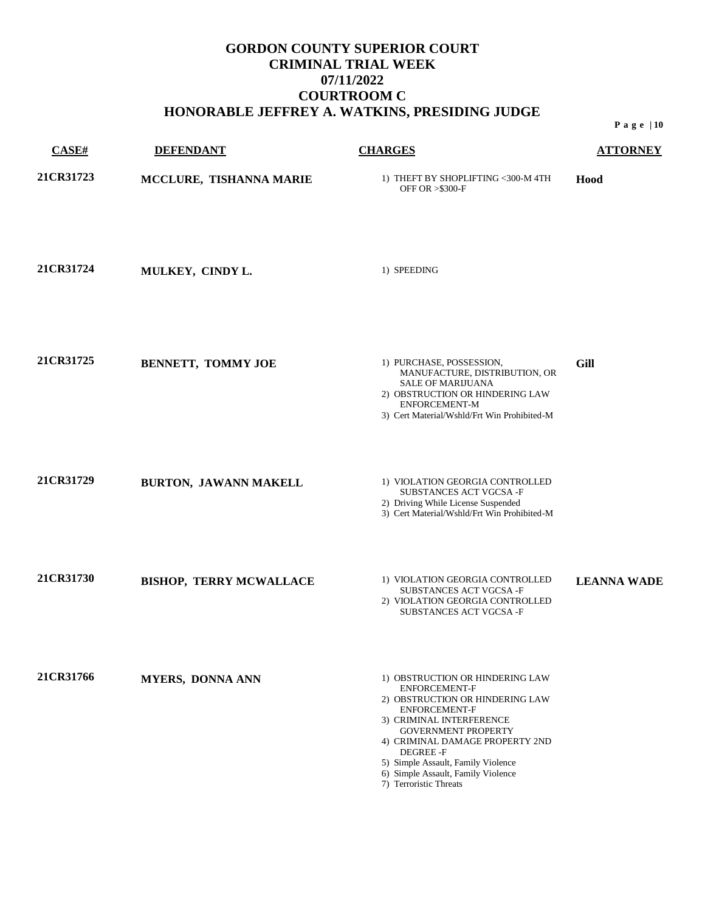# GORDON COUNTY SUPERIOR COURT
# CRIMINAL TRIAL WEEK
# 07/11/2022
# COURTROOM C
# HONORABLE JEFFREY A. WATKINS, PRESIDING JUDGE

| CASE# | DEFENDANT | CHARGES | ATTORNEY |
|---|---|---|---|
| 21CR31723 | MCCLURE, TISHANNA MARIE | 1) THEFT BY SHOPLIFTING <300-M 4TH OFF OR >$300-F | Hood |
| 21CR31724 | MULKEY, CINDY L. | 1) SPEEDING | |
| 21CR31725 | BENNETT, TOMMY JOE | 1) PURCHASE, POSSESSION, MANUFACTURE, DISTRIBUTION, OR SALE OF MARIJUANA<br>2) OBSTRUCTION OR HINDERING LAW ENFORCEMENT-M<br>3) Cert Material/Wshld/Frt Win Prohibited-M | Gill |
| 21CR31729 | BURTON, JAWANN MAKELL | 1) VIOLATION GEORGIA CONTROLLED SUBSTANCES ACT VGCSA -F<br>2) Driving While License Suspended<br>3) Cert Material/Wshld/Frt Win Prohibited-M | |
| 21CR31730 | BISHOP, TERRY MCWALLACE | 1) VIOLATION GEORGIA CONTROLLED SUBSTANCES ACT VGCSA -F<br>2) VIOLATION GEORGIA CONTROLLED SUBSTANCES ACT VGCSA -F | LEANNA WADE |
| 21CR31766 | MYERS, DONNA ANN | 1) OBSTRUCTION OR HINDERING LAW ENFORCEMENT-F<br>2) OBSTRUCTION OR HINDERING LAW ENFORCEMENT-F<br>3) CRIMINAL INTERFERENCE GOVERNMENT PROPERTY<br>4) CRIMINAL DAMAGE PROPERTY 2ND DEGREE -F<br>5) Simple Assault, Family Violence<br>6) Simple Assault, Family Violence<br>7) Terroristic Threats | |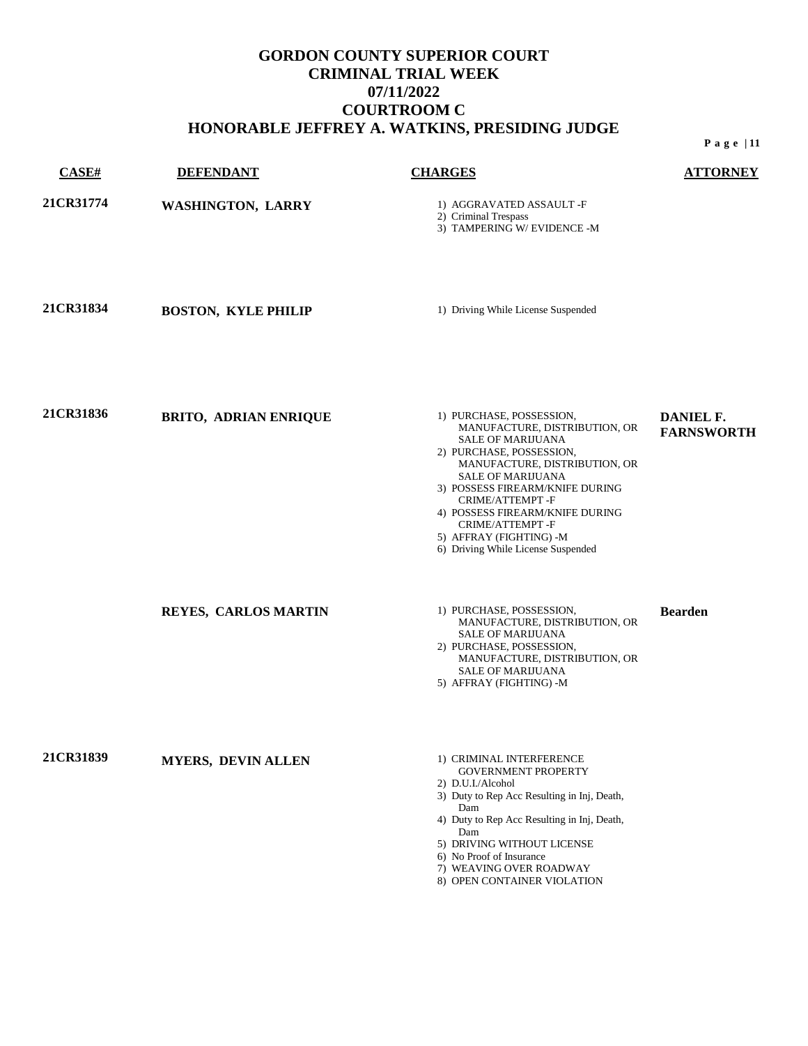# GORDON COUNTY SUPERIOR COURT
# CRIMINAL TRIAL WEEK
# 07/11/2022
# COURTROOM C
# HONORABLE JEFFREY A. WATKINS, PRESIDING JUDGE

| CASE# | DEFENDANT | CHARGES | ATTORNEY |
|---|---|---|---|
| 21CR31774 | WASHINGTON, LARRY | 1) AGGRAVATED ASSAULT -F<br>2) Criminal Trespass<br>3) TAMPERING W/ EVIDENCE -M | |
| 21CR31834 | BOSTON, KYLE PHILIP | 1) Driving While License Suspended | |
| 21CR31836 | BRITO, ADRIAN ENRIQUE | 1) PURCHASE, POSSESSION, MANUFACTURE, DISTRIBUTION, OR SALE OF MARIJUANA<br>2) PURCHASE, POSSESSION, MANUFACTURE, DISTRIBUTION, OR SALE OF MARIJUANA<br>3) POSSESS FIREARM/KNIFE DURING CRIME/ATTEMPT -F<br>4) POSSESS FIREARM/KNIFE DURING CRIME/ATTEMPT -F<br>5) AFFRAY (FIGHTING) -M<br>6) Driving While License Suspended | DANIEL F. FARNSWORTH |
| | REYES, CARLOS MARTIN | 1) PURCHASE, POSSESSION, MANUFACTURE, DISTRIBUTION, OR SALE OF MARIJUANA<br>2) PURCHASE, POSSESSION, MANUFACTURE, DISTRIBUTION, OR SALE OF MARIJUANA<br>5) AFFRAY (FIGHTING) -M | Bearden |
| 21CR31839 | MYERS, DEVIN ALLEN | 1) CRIMINAL INTERFERENCE GOVERNMENT PROPERTY<br>2) D.U.I./Alcohol<br>3) Duty to Rep Acc Resulting in Inj, Death, Dam<br>4) Duty to Rep Acc Resulting in Inj, Death, Dam<br>5) DRIVING WITHOUT LICENSE<br>6) No Proof of Insurance<br>7) WEAVING OVER ROADWAY<br>8) OPEN CONTAINER VIOLATION | |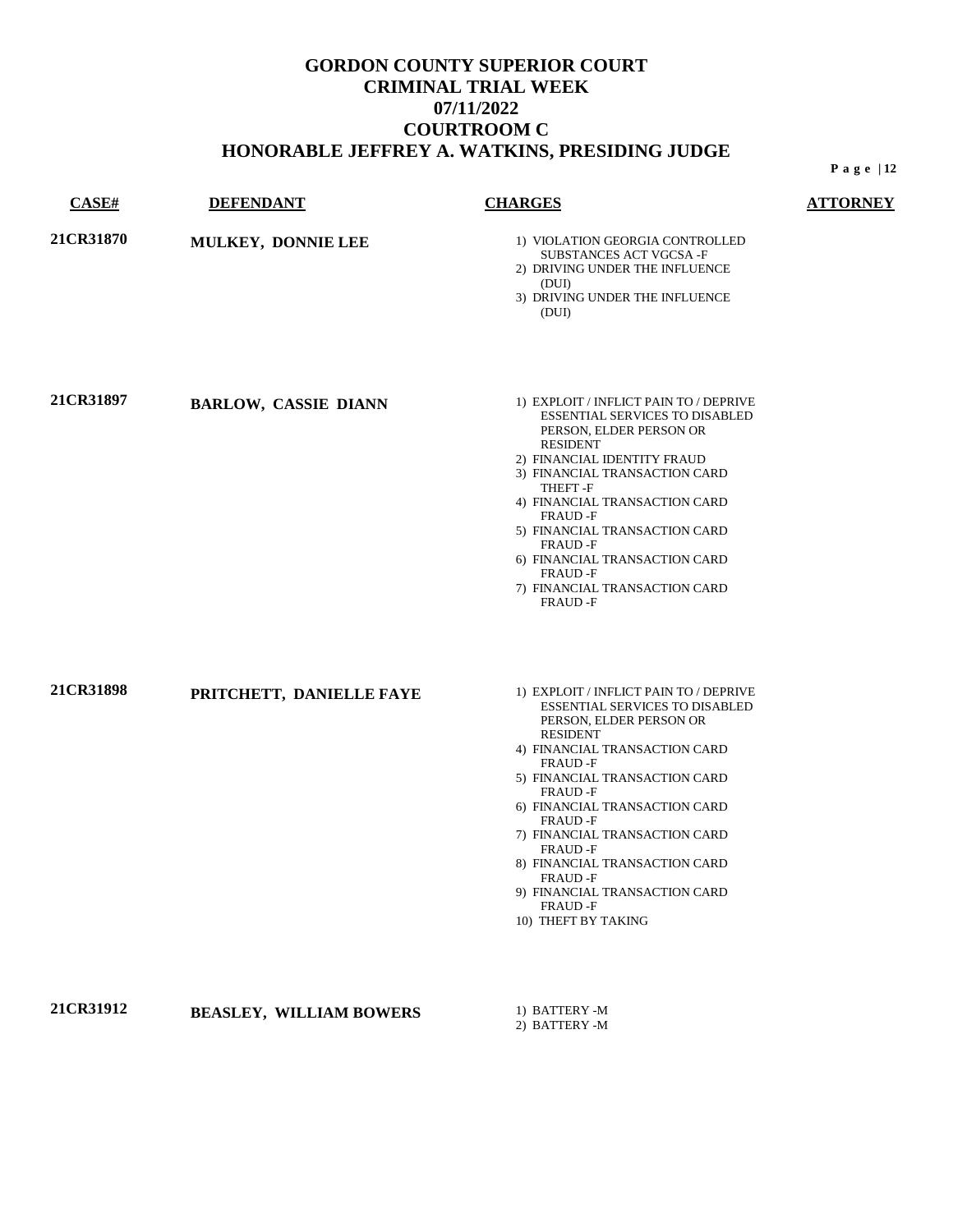# GORDON COUNTY SUPERIOR COURT
# CRIMINAL TRIAL WEEK
# 07/11/2022
# COURTROOM C
# HONORABLE JEFFREY A. WATKINS, PRESIDING JUDGE

| CASE# | DEFENDANT | CHARGES | ATTORNEY |
|---|---|---|---|
| 21CR31870 | MULKEY, DONNIE LEE | 1) VIOLATION GEORGIA CONTROLLED SUBSTANCES ACT VGCSA -F<br>2) DRIVING UNDER THE INFLUENCE (DUI)<br>3) DRIVING UNDER THE INFLUENCE (DUI) | |
| 21CR31897 | BARLOW, CASSIE DIANN | 1) EXPLOIT / INFLICT PAIN TO / DEPRIVE ESSENTIAL SERVICES TO DISABLED PERSON, ELDER PERSON OR RESIDENT<br>2) FINANCIAL IDENTITY FRAUD<br>3) FINANCIAL TRANSACTION CARD THEFT -F<br>4) FINANCIAL TRANSACTION CARD FRAUD -F<br>5) FINANCIAL TRANSACTION CARD FRAUD -F<br>6) FINANCIAL TRANSACTION CARD FRAUD -F<br>7) FINANCIAL TRANSACTION CARD FRAUD -F | |
| 21CR31898 | PRITCHETT, DANIELLE FAYE | 1) EXPLOIT / INFLICT PAIN TO / DEPRIVE ESSENTIAL SERVICES TO DISABLED PERSON, ELDER PERSON OR RESIDENT<br>4) FINANCIAL TRANSACTION CARD FRAUD -F<br>5) FINANCIAL TRANSACTION CARD FRAUD -F<br>6) FINANCIAL TRANSACTION CARD FRAUD -F<br>7) FINANCIAL TRANSACTION CARD FRAUD -F<br>8) FINANCIAL TRANSACTION CARD FRAUD -F<br>9) FINANCIAL TRANSACTION CARD FRAUD -F<br>10) THEFT BY TAKING | |
| 21CR31912 | BEASLEY, WILLIAM BOWERS | 1) BATTERY -M<br>2) BATTERY -M | |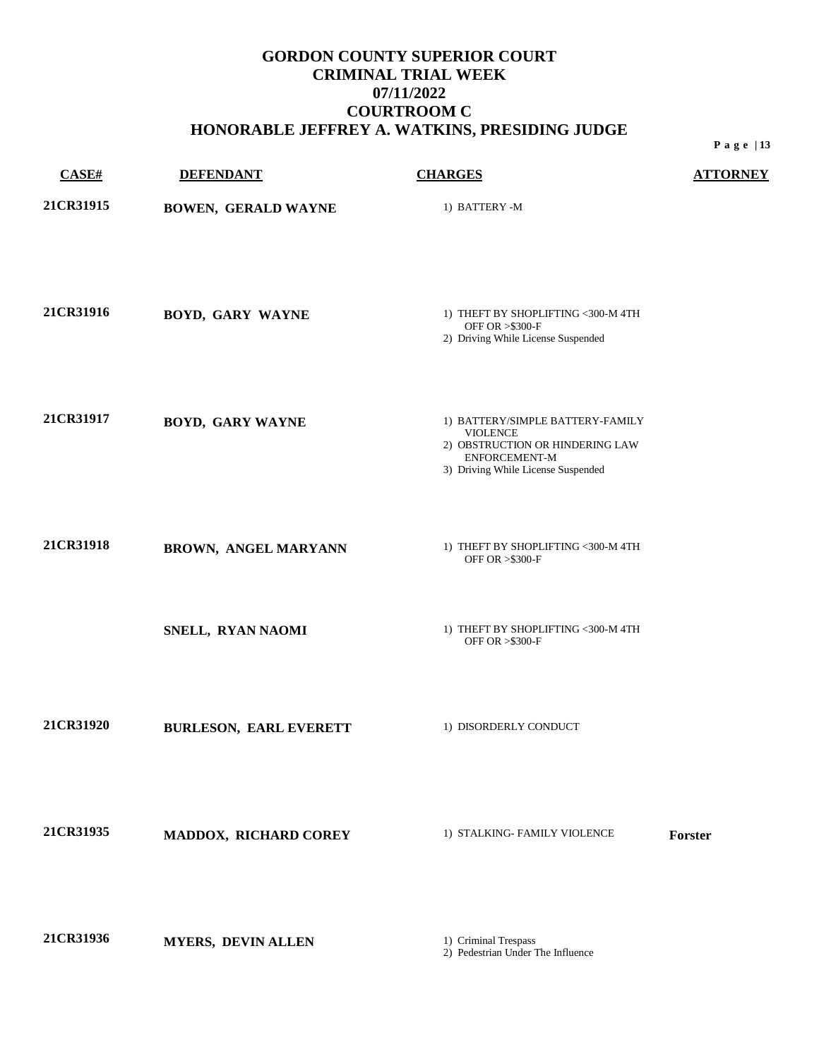# GORDON COUNTY SUPERIOR COURT
## CRIMINAL TRIAL WEEK
## 07/11/2022
## COURTROOM C
## HONORABLE JEFFREY A. WATKINS, PRESIDING JUDGE

| CASE# | DEFENDANT | CHARGES | ATTORNEY |
|---|---|---|---|
| 21CR31915 | **BOWEN, GERALD WAYNE** | 1) BATTERY -M | |
| 21CR31916 | **BOYD, GARY WAYNE** | 1) THEFT BY SHOPLIFTING <300-M 4TH OFF OR >$300-F<br>2) Driving While License Suspended | |
| 21CR31917 | **BOYD, GARY WAYNE** | 1) BATTERY/SIMPLE BATTERY-FAMILY VIOLENCE<br>2) OBSTRUCTION OR HINDERING LAW ENFORCEMENT-M<br>3) Driving While License Suspended | |
| 21CR31918 | **BROWN, ANGEL MARYANN** | 1) THEFT BY SHOPLIFTING <300-M 4TH OFF OR >$300-F | |
| | **SNELL, RYAN NAOMI** | 1) THEFT BY SHOPLIFTING <300-M 4TH OFF OR >$300-F | |
| 21CR31920 | **BURLESON, EARL EVERETT** | 1) DISORDERLY CONDUCT | |
| 21CR31935 | **MADDOX, RICHARD COREY** | 1) STALKING- FAMILY VIOLENCE | **Forster** |
| 21CR31936 | **MYERS, DEVIN ALLEN** | 1) Criminal Trespass<br>2) Pedestrian Under The Influence | |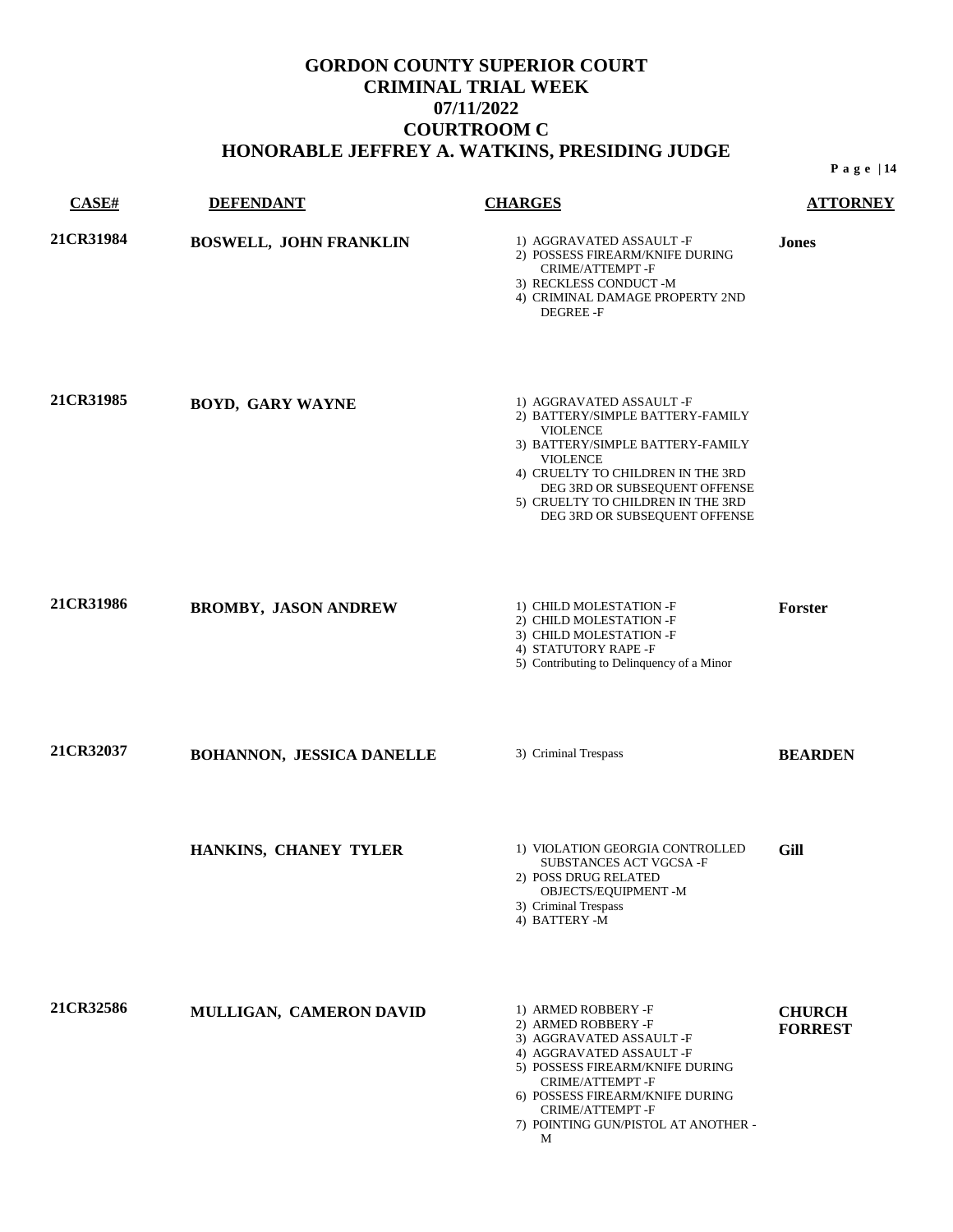# GORDON COUNTY SUPERIOR COURT
# CRIMINAL TRIAL WEEK
# 07/11/2022
# COURTROOM C
# HONORABLE JEFFREY A. WATKINS, PRESIDING JUDGE

| CASE# | DEFENDANT | CHARGES | ATTORNEY |
| --- | --- | --- | --- |
| 21CR31984 | BOSWELL, JOHN FRANKLIN | 1) AGGRAVATED ASSAULT -F<br>2) POSSESS FIREARM/KNIFE DURING CRIME/ATTEMPT -F<br>3) RECKLESS CONDUCT -M<br>4) CRIMINAL DAMAGE PROPERTY 2ND DEGREE -F | Jones |
| 21CR31985 | BOYD, GARY WAYNE | 1) AGGRAVATED ASSAULT -F<br>2) BATTERY/SIMPLE BATTERY-FAMILY VIOLENCE<br>3) BATTERY/SIMPLE BATTERY-FAMILY VIOLENCE<br>4) CRUELTY TO CHILDREN IN THE 3RD DEG 3RD OR SUBSEQUENT OFFENSE<br>5) CRUELTY TO CHILDREN IN THE 3RD DEG 3RD OR SUBSEQUENT OFFENSE | |
| 21CR31986 | BROMBY, JASON ANDREW | 1) CHILD MOLESTATION -F<br>2) CHILD MOLESTATION -F<br>3) CHILD MOLESTATION -F<br>4) STATUTORY RAPE -F<br>5) Contributing to Delinquency of a Minor | Forster |
| 21CR32037 | BOHANNON, JESSICA DANELLE | 3) Criminal Trespass | BEARDEN |
| | HANKINS, CHANEY TYLER | 1) VIOLATION GEORGIA CONTROLLED SUBSTANCES ACT VGCSA -F<br>2) POSS DRUG RELATED OBJECTS/EQUIPMENT -M<br>3) Criminal Trespass<br>4) BATTERY -M | Gill |
| 21CR32586 | MULLIGAN, CAMERON DAVID | 1) ARMED ROBBERY -F<br>2) ARMED ROBBERY -F<br>3) AGGRAVATED ASSAULT -F<br>4) AGGRAVATED ASSAULT -F<br>5) POSSESS FIREARM/KNIFE DURING CRIME/ATTEMPT -F<br>6) POSSESS FIREARM/KNIFE DURING CRIME/ATTEMPT -F<br>7) POINTING GUN/PISTOL AT ANOTHER - M | CHURCH FORREST |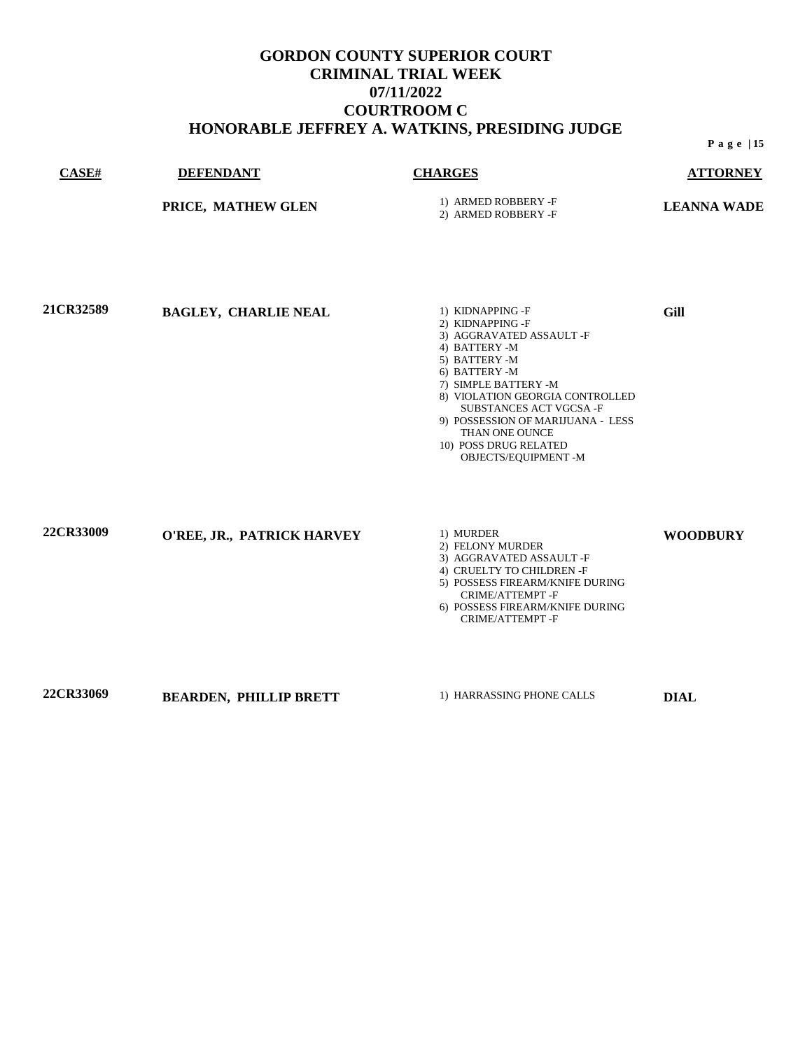# GORDON COUNTY SUPERIOR COURT
# CRIMINAL TRIAL WEEK
# 07/11/2022
# COURTROOM C
# HONORABLE JEFFREY A. WATKINS, PRESIDING JUDGE

| CASE# | DEFENDANT | CHARGES | ATTORNEY |
|---|---|---|---|
| | **PRICE, MATHEW GLEN** | 1) ARMED ROBBERY -F<br>2) ARMED ROBBERY -F | **LEANNA WADE** |
| **21CR32589** | **BAGLEY, CHARLIE NEAL** | 1) KIDNAPPING -F<br>2) KIDNAPPING -F<br>3) AGGRAVATED ASSAULT -F<br>4) BATTERY -M<br>5) BATTERY -M<br>6) BATTERY -M<br>7) SIMPLE BATTERY -M<br>8) VIOLATION GEORGIA CONTROLLED SUBSTANCES ACT VGCSA -F<br>9) POSSESSION OF MARIJUANA - LESS THAN ONE OUNCE<br>10) POSS DRUG RELATED OBJECTS/EQUIPMENT -M | **Gill** |
| **22CR33009** | **O'REE, JR., PATRICK HARVEY** | 1) MURDER<br>2) FELONY MURDER<br>3) AGGRAVATED ASSAULT -F<br>4) CRUELTY TO CHILDREN -F<br>5) POSSESS FIREARM/KNIFE DURING CRIME/ATTEMPT -F<br>6) POSSESS FIREARM/KNIFE DURING CRIME/ATTEMPT -F | **WOODBURY** |
| **22CR33069** | **BEARDEN, PHILLIP BRETT** | 1) HARRASSING PHONE CALLS | **DIAL** |